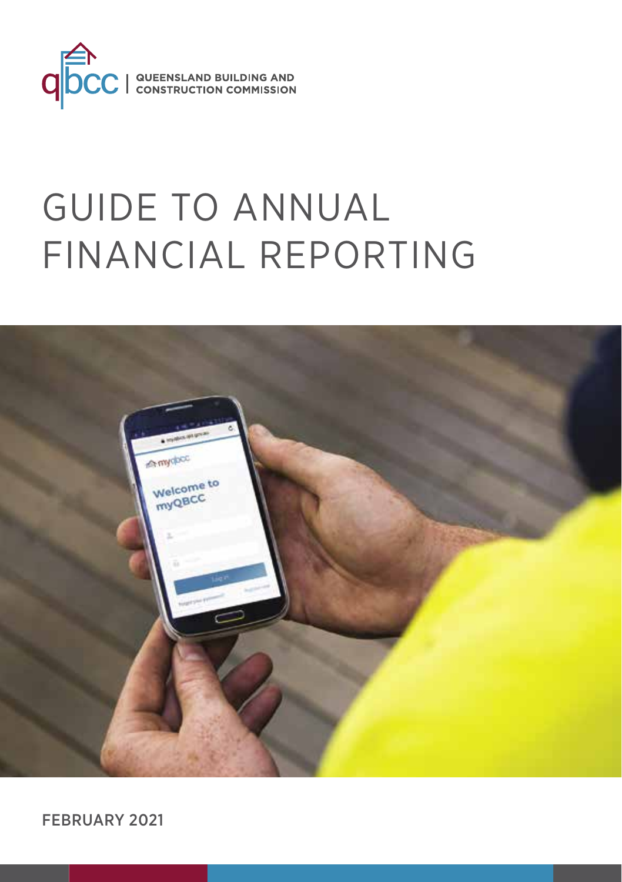qbcc | QUEENSLAND BUILDING AND CONSTRUCTION COMMISSION

# GUIDE TO ANNUAL FINANCIAL REPORTING

FEBRUARY 2021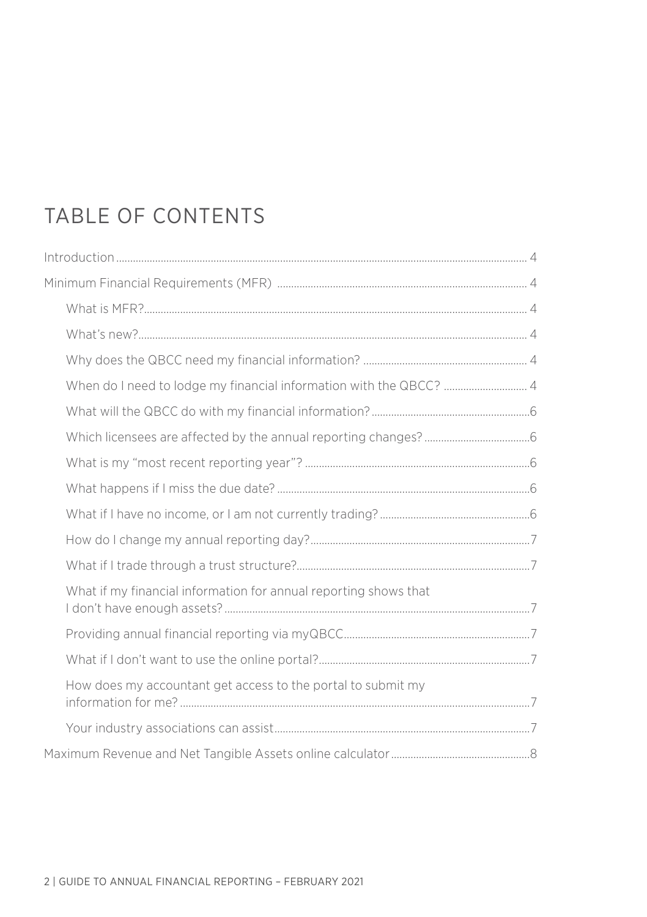# TABLE OF CONTENTS

- Introduction ... 4
- Minimum Financial Requirements (MFR) ... 4
  - What is MFR? ... 4
  - What's new? ... 4
  - Why does the QBCC need my financial information? ... 4
  - When do I need to lodge my financial information with the QBCC? ... 4
  - What will the QBCC do with my financial information? ... 6
  - Which licensees are affected by the annual reporting changes? ... 6
  - What is my "most recent reporting year"? ... 6
  - What happens if I miss the due date? ... 6
  - What if I have no income, or I am not currently trading? ... 6
  - How do I change my annual reporting day? ... 7
  - What if I trade through a trust structure? ... 7
  - What if my financial information for annual reporting shows that I don't have enough assets? ... 7
  - Providing annual financial reporting via myQBCC ... 7
  - What if I don't want to use the online portal? ... 7
  - How does my accountant get access to the portal to submit my information for me? ... 7
  - Your industry associations can assist ... 7
- Maximum Revenue and Net Tangible Assets online calculator ... 8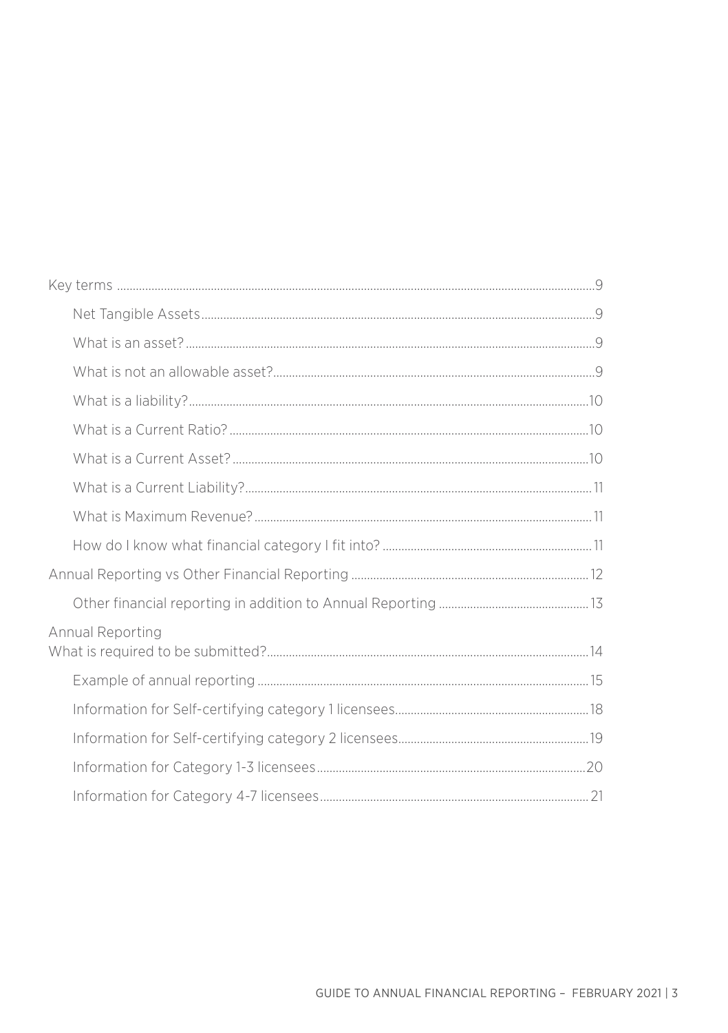- Key terms ....9
  - Net Tangible Assets ....9
  - What is an asset? ....9
  - What is not an allowable asset? ....9
  - What is a liability? ....10
  - What is a Current Ratio? ....10
  - What is a Current Asset? ....10
  - What is a Current Liability? ....11
  - What is Maximum Revenue? ....11
  - How do I know what financial category I fit into? ....11
- Annual Reporting vs Other Financial Reporting ....12
  - Other financial reporting in addition to Annual Reporting ....13
- Annual Reporting
  What is required to be submitted? ....14
  - Example of annual reporting ....15
  - Information for Self-certifying category 1 licensees ....18
  - Information for Self-certifying category 2 licensees ....19
  - Information for Category 1-3 licensees ....20
  - Information for Category 4-7 licensees ....21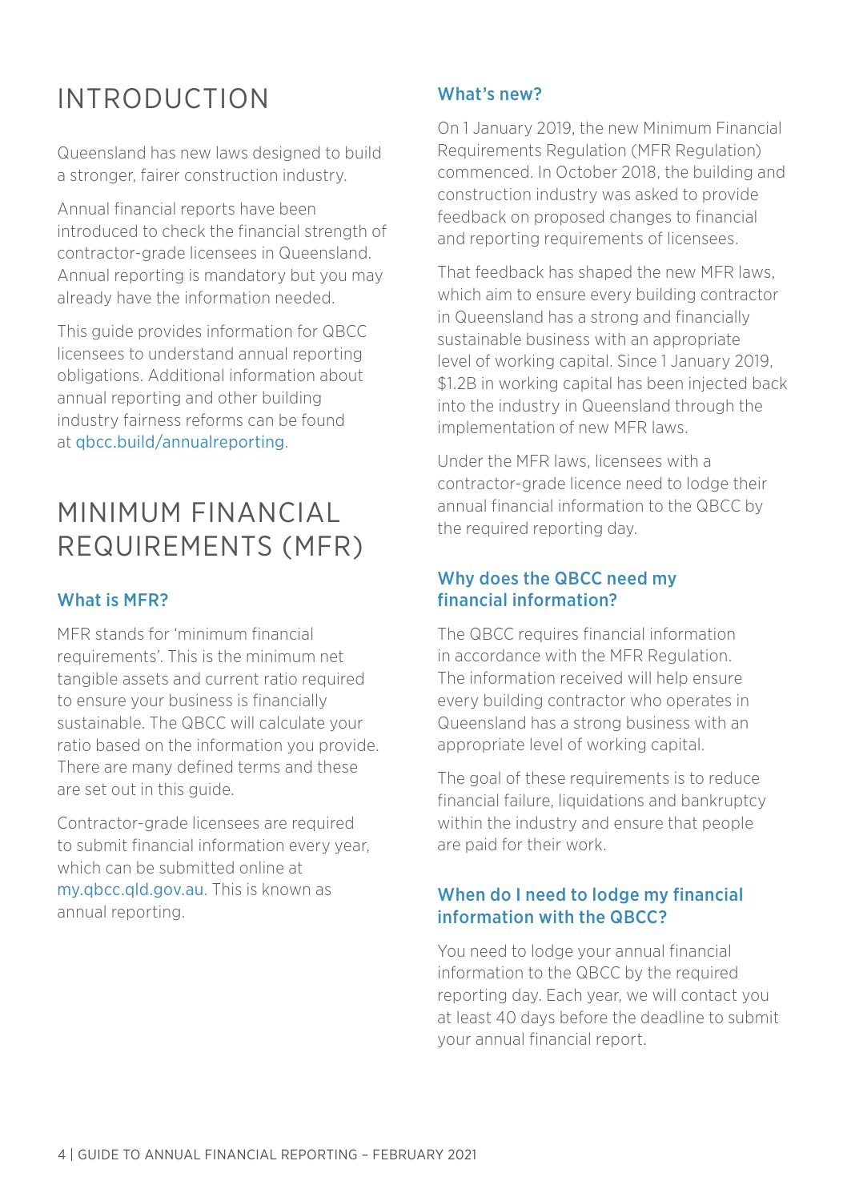# INTRODUCTION

Queensland has new laws designed to build a stronger, fairer construction industry.

Annual financial reports have been introduced to check the financial strength of contractor-grade licensees in Queensland. Annual reporting is mandatory but you may already have the information needed.

This guide provides information for QBCC licensees to understand annual reporting obligations. Additional information about annual reporting and other building industry fairness reforms can be found at qbcc.build/annualreporting.

# MINIMUM FINANCIAL REQUIREMENTS (MFR)

### What is MFR?

MFR stands for 'minimum financial requirements'. This is the minimum net tangible assets and current ratio required to ensure your business is financially sustainable. The QBCC will calculate your ratio based on the information you provide. There are many defined terms and these are set out in this guide.

Contractor-grade licensees are required to submit financial information every year, which can be submitted online at my.qbcc.qld.gov.au. This is known as annual reporting.

### What's new?

On 1 January 2019, the new Minimum Financial Requirements Regulation (MFR Regulation) commenced. In October 2018, the building and construction industry was asked to provide feedback on proposed changes to financial and reporting requirements of licensees.

That feedback has shaped the new MFR laws, which aim to ensure every building contractor in Queensland has a strong and financially sustainable business with an appropriate level of working capital. Since 1 January 2019, $1.2B in working capital has been injected back into the industry in Queensland through the implementation of new MFR laws.

Under the MFR laws, licensees with a contractor-grade licence need to lodge their annual financial information to the QBCC by the required reporting day.

### Why does the QBCC need my financial information?

The QBCC requires financial information in accordance with the MFR Regulation. The information received will help ensure every building contractor who operates in Queensland has a strong business with an appropriate level of working capital.

The goal of these requirements is to reduce financial failure, liquidations and bankruptcy within the industry and ensure that people are paid for their work.

### When do I need to lodge my financial information with the QBCC?

You need to lodge your annual financial information to the QBCC by the required reporting day. Each year, we will contact you at least 40 days before the deadline to submit your annual financial report.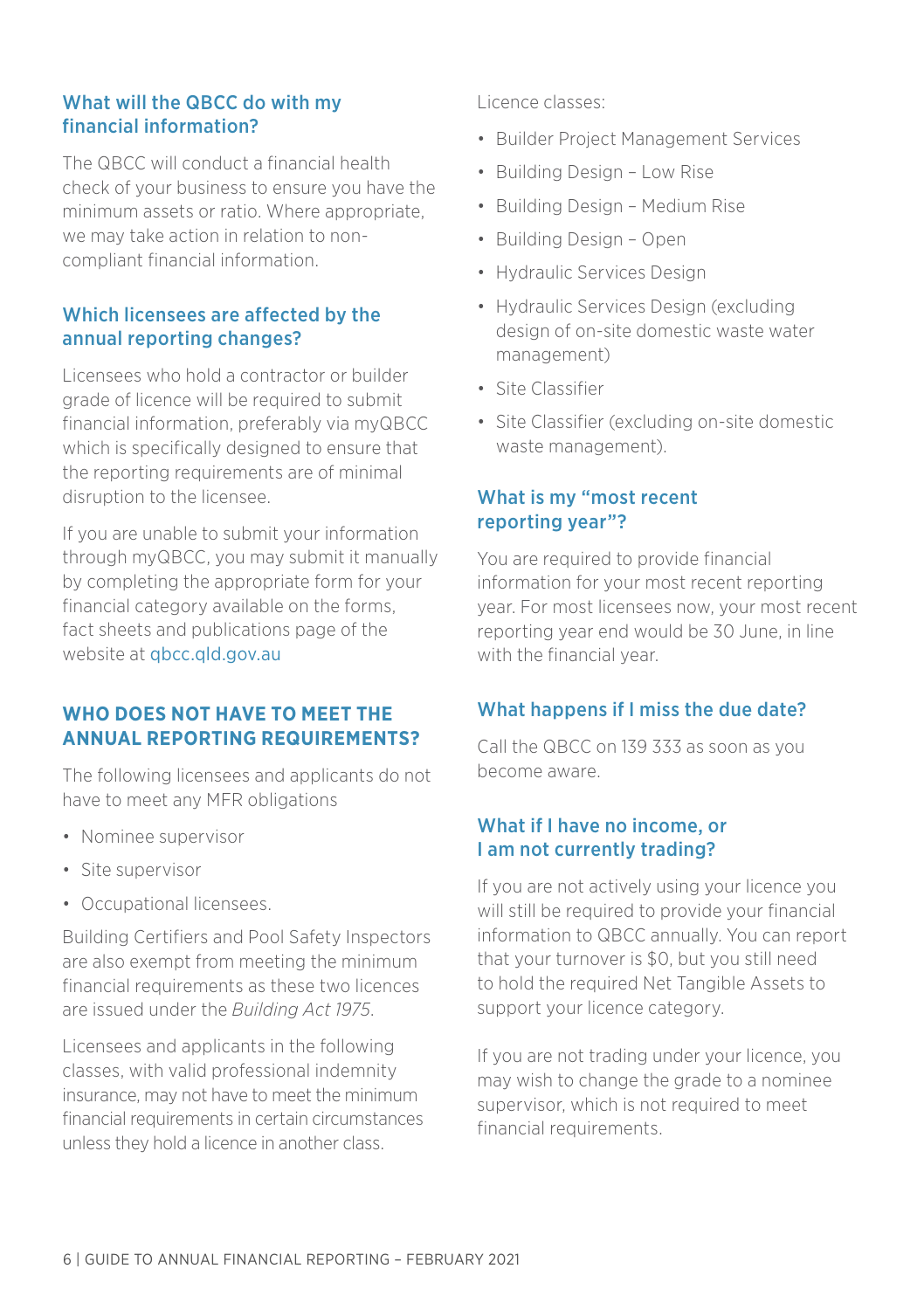## What will the QBCC do with my financial information?

The QBCC will conduct a financial health check of your business to ensure you have the minimum assets or ratio. Where appropriate, we may take action in relation to non-compliant financial information.

## Which licensees are affected by the annual reporting changes?

Licensees who hold a contractor or builder grade of licence will be required to submit financial information, preferably via myQBCC which is specifically designed to ensure that the reporting requirements are of minimal disruption to the licensee.

If you are unable to submit your information through myQBCC, you may submit it manually by completing the appropriate form for your financial category available on the forms, fact sheets and publications page of the website at qbcc.qld.gov.au

## WHO DOES NOT HAVE TO MEET THE ANNUAL REPORTING REQUIREMENTS?

The following licensees and applicants do not have to meet any MFR obligations

- Nominee supervisor
- Site supervisor
- Occupational licensees.

Building Certifiers and Pool Safety Inspectors are also exempt from meeting the minimum financial requirements as these two licences are issued under the *Building Act 1975*.

Licensees and applicants in the following classes, with valid professional indemnity insurance, may not have to meet the minimum financial requirements in certain circumstances unless they hold a licence in another class.

Licence classes:

- Builder Project Management Services
- Building Design – Low Rise
- Building Design – Medium Rise
- Building Design – Open
- Hydraulic Services Design
- Hydraulic Services Design (excluding design of on-site domestic waste water management)
- Site Classifier
- Site Classifier (excluding on-site domestic waste management).

## What is my "most recent reporting year"?

You are required to provide financial information for your most recent reporting year. For most licensees now, your most recent reporting year end would be 30 June, in line with the financial year.

## What happens if I miss the due date?

Call the QBCC on 139 333 as soon as you become aware.

## What if I have no income, or I am not currently trading?

If you are not actively using your licence you will still be required to provide your financial information to QBCC annually. You can report that your turnover is $0, but you still need to hold the required Net Tangible Assets to support your licence category.

If you are not trading under your licence, you may wish to change the grade to a nominee supervisor, which is not required to meet financial requirements.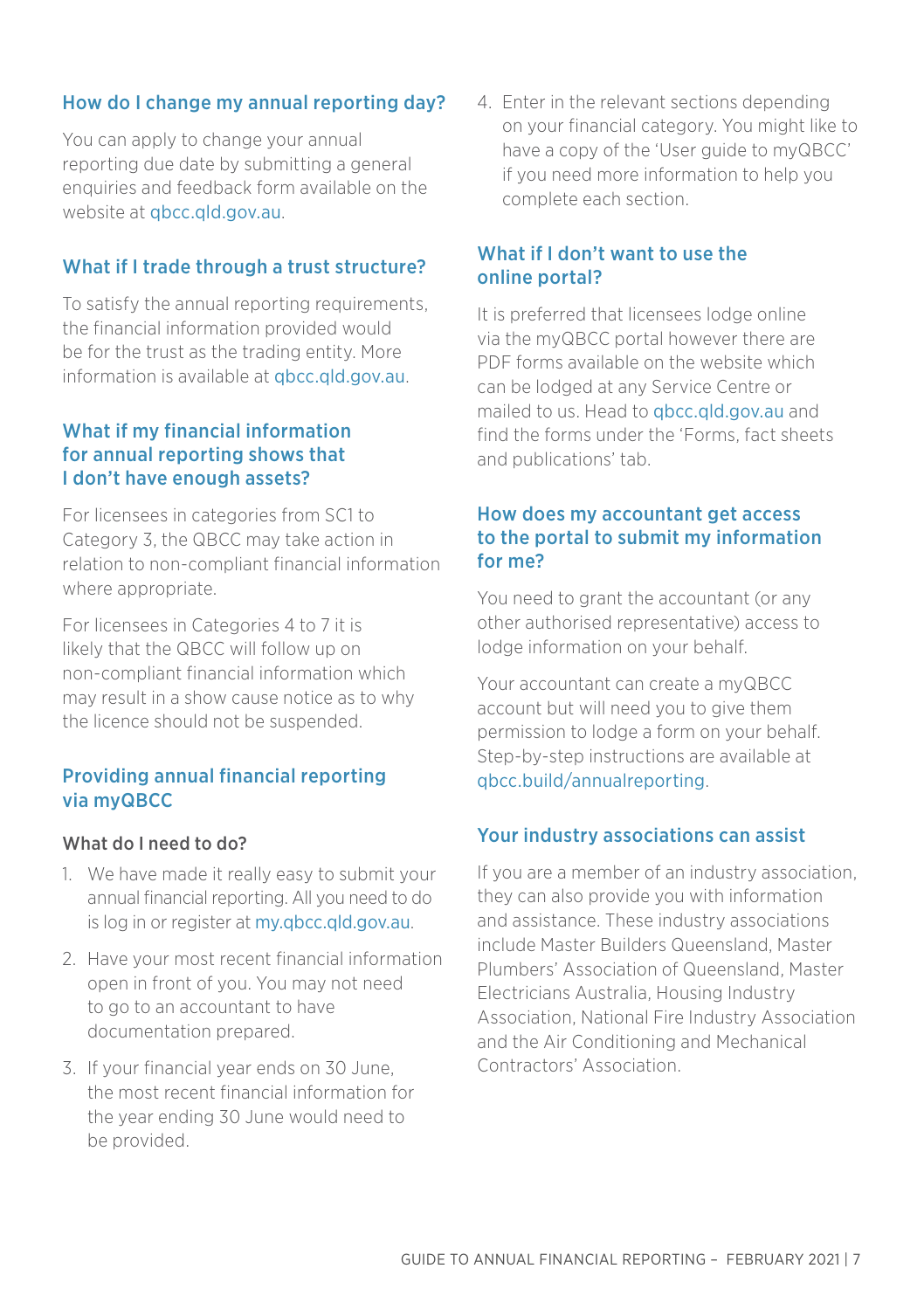## How do I change my annual reporting day?

You can apply to change your annual reporting due date by submitting a general enquiries and feedback form available on the website at qbcc.qld.gov.au.

## What if I trade through a trust structure?

To satisfy the annual reporting requirements, the financial information provided would be for the trust as the trading entity. More information is available at qbcc.qld.gov.au.

## What if my financial information for annual reporting shows that I don't have enough assets?

For licensees in categories from SC1 to Category 3, the QBCC may take action in relation to non-compliant financial information where appropriate.

For licensees in Categories 4 to 7 it is likely that the QBCC will follow up on non-compliant financial information which may result in a show cause notice as to why the licence should not be suspended.

## Providing annual financial reporting via myQBCC

### What do I need to do?

1. We have made it really easy to submit your annual financial reporting. All you need to do is log in or register at my.qbcc.qld.gov.au.
2. Have your most recent financial information open in front of you. You may not need to go to an accountant to have documentation prepared.
3. If your financial year ends on 30 June, the most recent financial information for the year ending 30 June would need to be provided.
4. Enter in the relevant sections depending on your financial category. You might like to have a copy of the 'User guide to myQBCC' if you need more information to help you complete each section.

## What if I don't want to use the online portal?

It is preferred that licensees lodge online via the myQBCC portal however there are PDF forms available on the website which can be lodged at any Service Centre or mailed to us. Head to qbcc.qld.gov.au and find the forms under the 'Forms, fact sheets and publications' tab.

## How does my accountant get access to the portal to submit my information for me?

You need to grant the accountant (or any other authorised representative) access to lodge information on your behalf.

Your accountant can create a myQBCC account but will need you to give them permission to lodge a form on your behalf. Step-by-step instructions are available at qbcc.build/annualreporting.

## Your industry associations can assist

If you are a member of an industry association, they can also provide you with information and assistance. These industry associations include Master Builders Queensland, Master Plumbers' Association of Queensland, Master Electricians Australia, Housing Industry Association, National Fire Industry Association and the Air Conditioning and Mechanical Contractors' Association.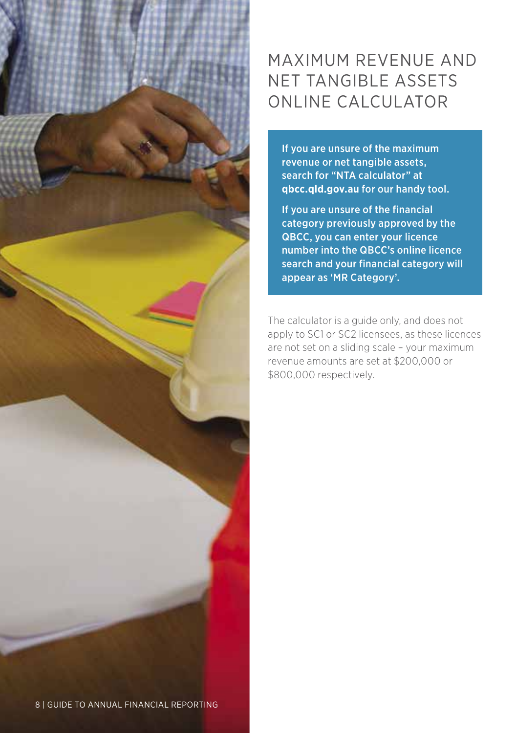# MAXIMUM REVENUE AND NET TANGIBLE ASSETS ONLINE CALCULATOR

**If you are unsure of the maximum revenue or net tangible assets, search for "NTA calculator" at qbcc.qld.gov.au for our handy tool.**

**If you are unsure of the financial category previously approved by the QBCC, you can enter your licence number into the QBCC's online licence search and your financial category will appear as 'MR Category'.**

The calculator is a guide only, and does not apply to SC1 or SC2 licensees, as these licences are not set on a sliding scale – your maximum revenue amounts are set at $200,000 or $800,000 respectively.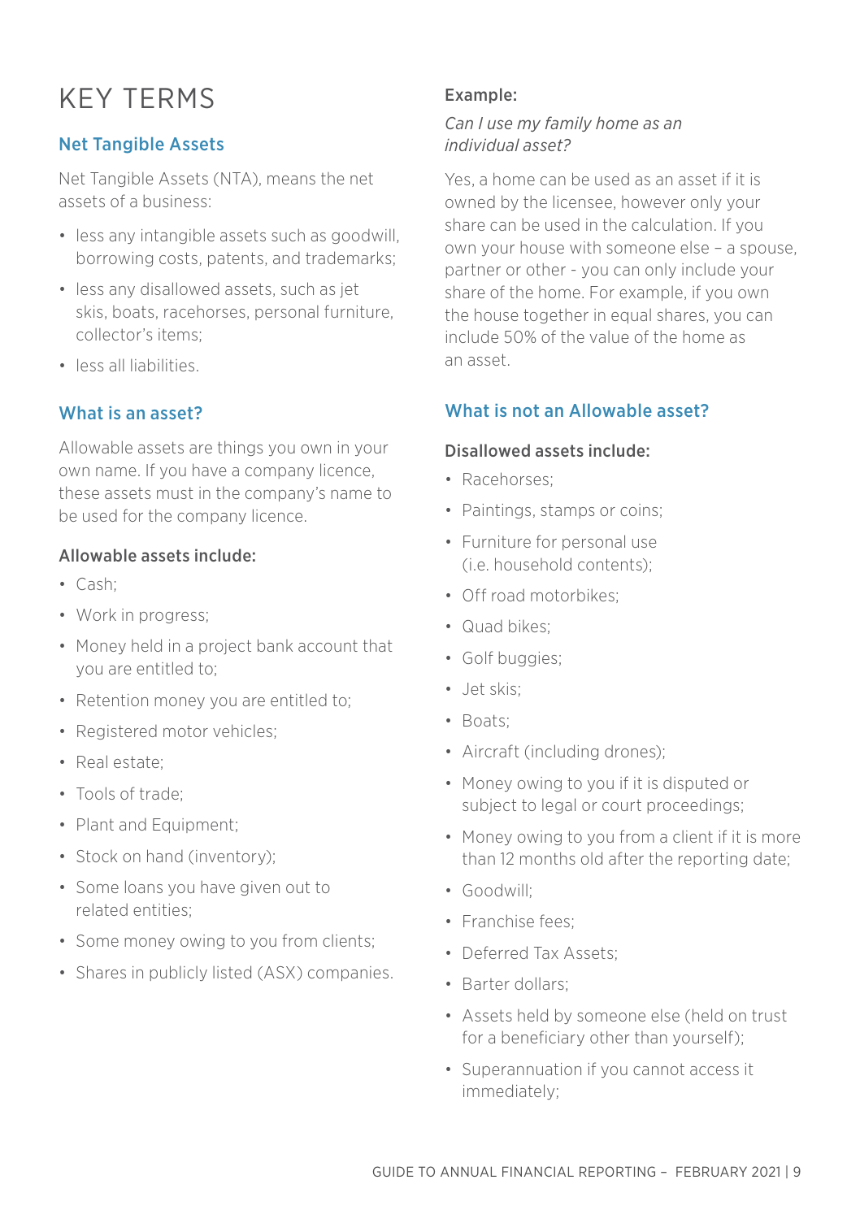# KEY TERMS

## Net Tangible Assets

Net Tangible Assets (NTA), means the net assets of a business:

- less any intangible assets such as goodwill, borrowing costs, patents, and trademarks;
- less any disallowed assets, such as jet skis, boats, racehorses, personal furniture, collector's items;
- less all liabilities.

## What is an asset?

Allowable assets are things you own in your own name. If you have a company licence, these assets must in the company's name to be used for the company licence.

### Allowable assets include:

- Cash;
- Work in progress;
- Money held in a project bank account that you are entitled to;
- Retention money you are entitled to;
- Registered motor vehicles;
- Real estate;
- Tools of trade;
- Plant and Equipment;
- Stock on hand (inventory);
- Some loans you have given out to related entities;
- Some money owing to you from clients;
- Shares in publicly listed (ASX) companies.

### Example:

*Can I use my family home as an individual asset?*

Yes, a home can be used as an asset if it is owned by the licensee, however only your share can be used in the calculation. If you own your house with someone else – a spouse, partner or other - you can only include your share of the home. For example, if you own the house together in equal shares, you can include 50% of the value of the home as an asset.

## What is not an Allowable asset?

### Disallowed assets include:

- Racehorses;
- Paintings, stamps or coins;
- Furniture for personal use (i.e. household contents);
- Off road motorbikes;
- Quad bikes;
- Golf buggies;
- Jet skis;
- Boats;
- Aircraft (including drones);
- Money owing to you if it is disputed or subject to legal or court proceedings;
- Money owing to you from a client if it is more than 12 months old after the reporting date;
- Goodwill;
- Franchise fees;
- Deferred Tax Assets;
- Barter dollars;
- Assets held by someone else (held on trust for a beneficiary other than yourself);
- Superannuation if you cannot access it immediately;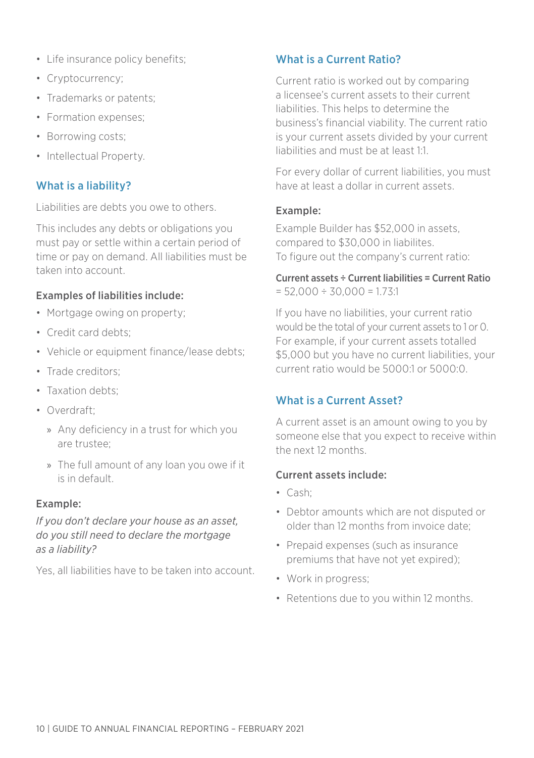- Life insurance policy benefits;
- Cryptocurrency;
- Trademarks or patents;
- Formation expenses;
- Borrowing costs;
- Intellectual Property.

## What is a liability?

Liabilities are debts you owe to others.

This includes any debts or obligations you must pay or settle within a certain period of time or pay on demand. All liabilities must be taken into account.

### Examples of liabilities include:

- Mortgage owing on property;
- Credit card debts;
- Vehicle or equipment finance/lease debts;
- Trade creditors;
- Taxation debts;
- Overdraft;
  - Any deficiency in a trust for which you are trustee;
  - The full amount of any loan you owe if it is in default.

### Example:

*If you don't declare your house as an asset, do you still need to declare the mortgage as a liability?*

Yes, all liabilities have to be taken into account.

## What is a Current Ratio?

Current ratio is worked out by comparing a licensee's current assets to their current liabilities. This helps to determine the business's financial viability. The current ratio is your current assets divided by your current liabilities and must be at least 1:1.

For every dollar of current liabilities, you must have at least a dollar in current assets.

### Example:

Example Builder has $52,000 in assets, compared to $30,000 in liabilites.
To figure out the company's current ratio:

**Current assets ÷ Current liabilities = Current Ratio**
= 52,000 ÷ 30,000 = 1.73:1

If you have no liabilities, your current ratio would be the total of your current assets to 1 or 0. For example, if your current assets totalled $5,000 but you have no current liabilities, your current ratio would be 5000:1 or 5000:0.

## What is a Current Asset?

A current asset is an amount owing to you by someone else that you expect to receive within the next 12 months.

### Current assets include:

- Cash;
- Debtor amounts which are not disputed or older than 12 months from invoice date;
- Prepaid expenses (such as insurance premiums that have not yet expired);
- Work in progress;
- Retentions due to you within 12 months.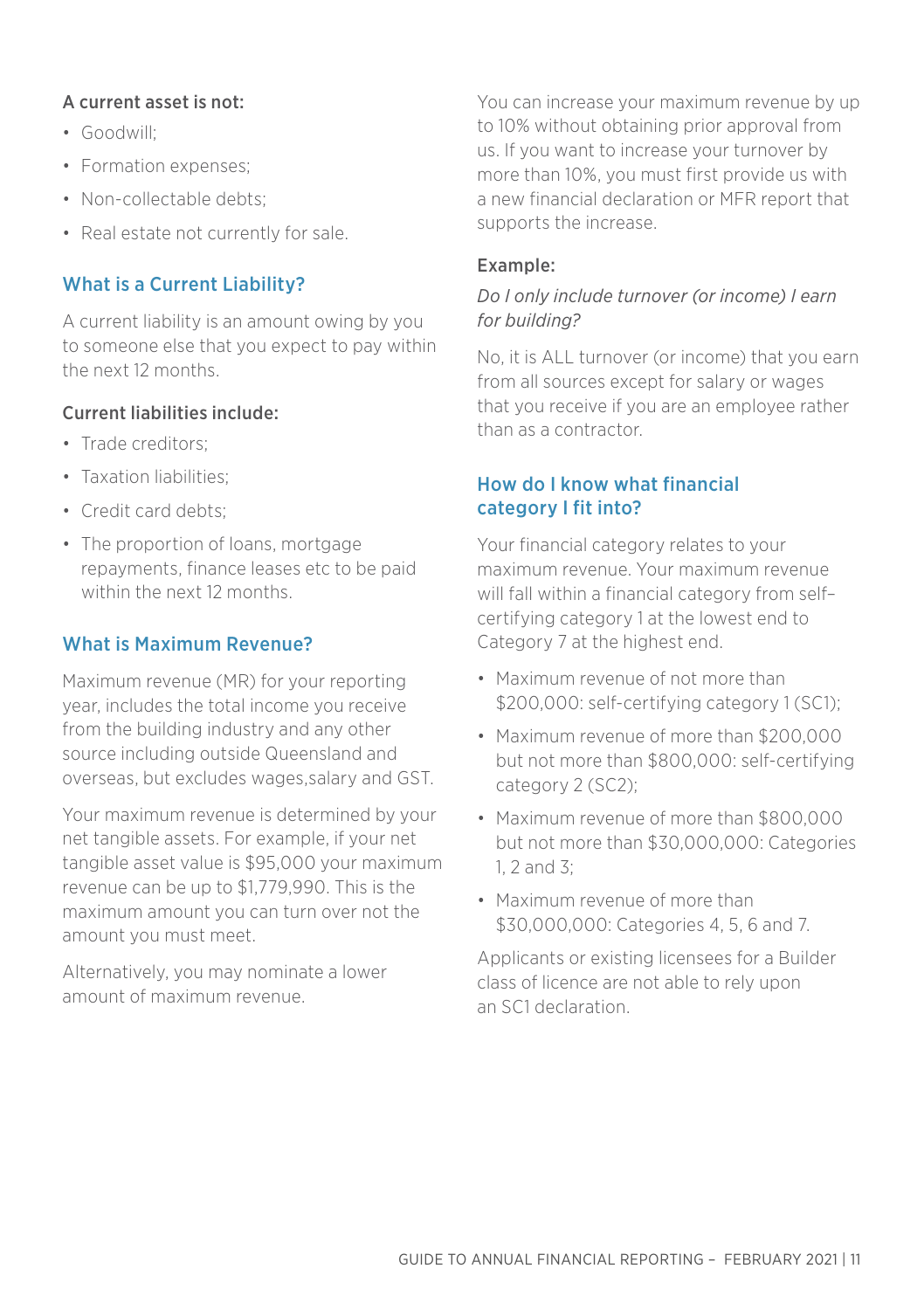**A current asset is not:**

- Goodwill;
- Formation expenses;
- Non-collectable debts;
- Real estate not currently for sale.

## What is a Current Liability?

A current liability is an amount owing by you to someone else that you expect to pay within the next 12 months.

**Current liabilities include:**

- Trade creditors;
- Taxation liabilities;
- Credit card debts;
- The proportion of loans, mortgage repayments, finance leases etc to be paid within the next 12 months.

## What is Maximum Revenue?

Maximum revenue (MR) for your reporting year, includes the total income you receive from the building industry and any other source including outside Queensland and overseas, but excludes wages,salary and GST.

Your maximum revenue is determined by your net tangible assets. For example, if your net tangible asset value is $95,000 your maximum revenue can be up to $1,779,990. This is the maximum amount you can turn over not the amount you must meet.

Alternatively, you may nominate a lower amount of maximum revenue.

You can increase your maximum revenue by up to 10% without obtaining prior approval from us. If you want to increase your turnover by more than 10%, you must first provide us with a new financial declaration or MFR report that supports the increase.

**Example:**

*Do I only include turnover (or income) I earn for building?*

No, it is ALL turnover (or income) that you earn from all sources except for salary or wages that you receive if you are an employee rather than as a contractor.

## How do I know what financial category I fit into?

Your financial category relates to your maximum revenue. Your maximum revenue will fall within a financial category from self–certifying category 1 at the lowest end to Category 7 at the highest end.

- Maximum revenue of not more than $200,000: self-certifying category 1 (SC1);
- Maximum revenue of more than $200,000 but not more than $800,000: self-certifying category 2 (SC2);
- Maximum revenue of more than $800,000 but not more than $30,000,000: Categories 1, 2 and 3;
- Maximum revenue of more than $30,000,000: Categories 4, 5, 6 and 7.

Applicants or existing licensees for a Builder class of licence are not able to rely upon an SC1 declaration.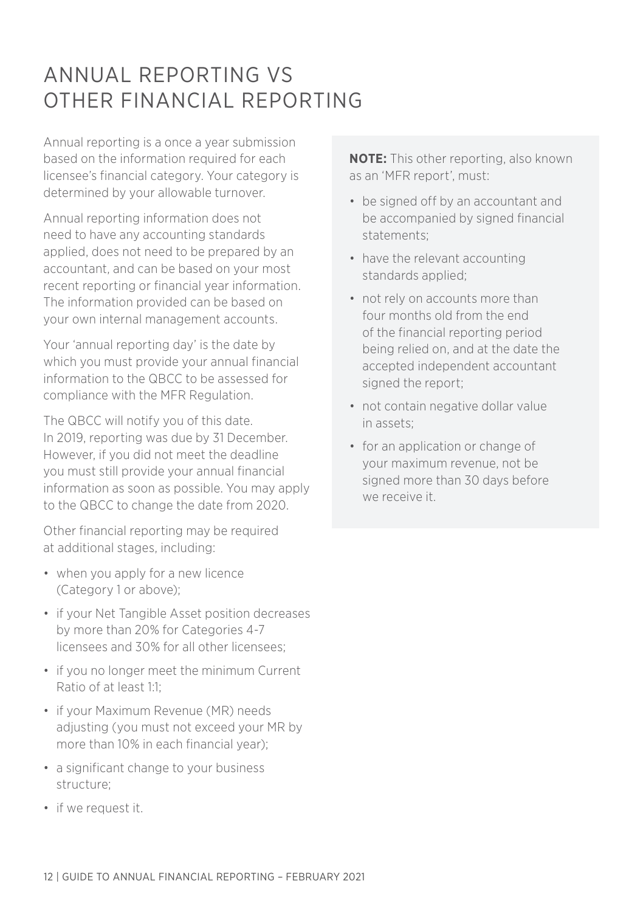# ANNUAL REPORTING VS OTHER FINANCIAL REPORTING

Annual reporting is a once a year submission based on the information required for each licensee's financial category. Your category is determined by your allowable turnover.

Annual reporting information does not need to have any accounting standards applied, does not need to be prepared by an accountant, and can be based on your most recent reporting or financial year information. The information provided can be based on your own internal management accounts.

Your 'annual reporting day' is the date by which you must provide your annual financial information to the QBCC to be assessed for compliance with the MFR Regulation.

The QBCC will notify you of this date. In 2019, reporting was due by 31 December. However, if you did not meet the deadline you must still provide your annual financial information as soon as possible. You may apply to the QBCC to change the date from 2020.

Other financial reporting may be required at additional stages, including:

- when you apply for a new licence (Category 1 or above);
- if your Net Tangible Asset position decreases by more than 20% for Categories 4-7 licensees and 30% for all other licensees;
- if you no longer meet the minimum Current Ratio of at least 1:1;
- if your Maximum Revenue (MR) needs adjusting (you must not exceed your MR by more than 10% in each financial year);
- a significant change to your business structure;
- if we request it.

**NOTE:** This other reporting, also known as an 'MFR report', must:

- be signed off by an accountant and be accompanied by signed financial statements;
- have the relevant accounting standards applied;
- not rely on accounts more than four months old from the end of the financial reporting period being relied on, and at the date the accepted independent accountant signed the report;
- not contain negative dollar value in assets;
- for an application or change of your maximum revenue, not be signed more than 30 days before we receive it.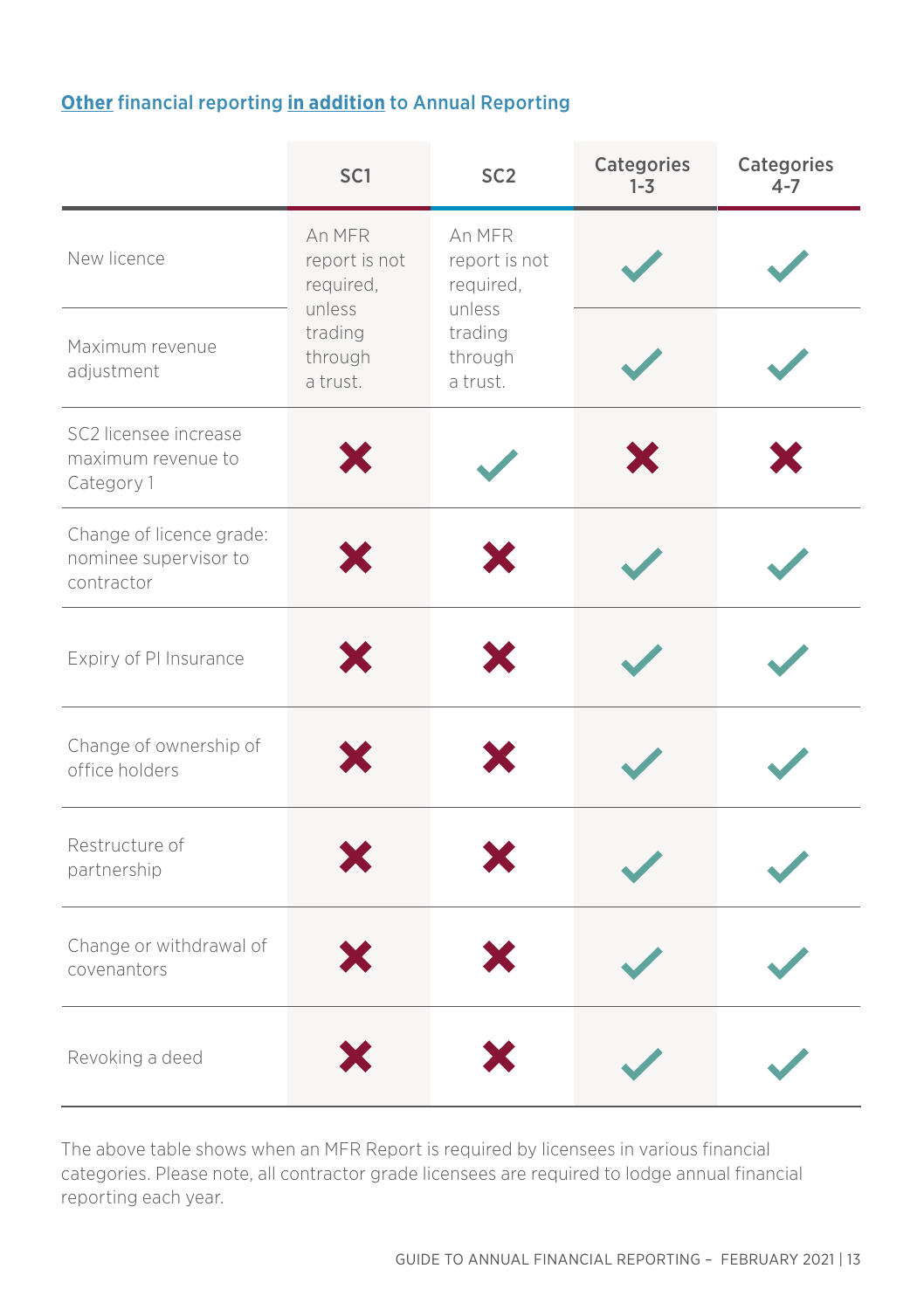## **Other** financial reporting **in addition** to Annual Reporting

| | SC1 | SC2 | Categories 1-3 | Categories 4-7 |
|---|---|---|---|---|
| New licence | An MFR report is not required, unless trading through a trust. | An MFR report is not required, unless trading through a trust. | ✓ | ✓ |
| Maximum revenue adjustment | | | ✓ | ✓ |
| SC2 licensee increase maximum revenue to Category 1 | ✗ | ✓ | ✗ | ✗ |
| Change of licence grade: nominee supervisor to contractor | ✗ | ✗ | ✓ | ✓ |
| Expiry of PI Insurance | ✗ | ✗ | ✓ | ✓ |
| Change of ownership of office holders | ✗ | ✗ | ✓ | ✓ |
| Restructure of partnership | ✗ | ✗ | ✓ | ✓ |
| Change or withdrawal of covenantors | ✗ | ✗ | ✓ | ✓ |
| Revoking a deed | ✗ | ✗ | ✓ | ✓ |

The above table shows when an MFR Report is required by licensees in various financial categories. Please note, all contractor grade licensees are required to lodge annual financial reporting each year.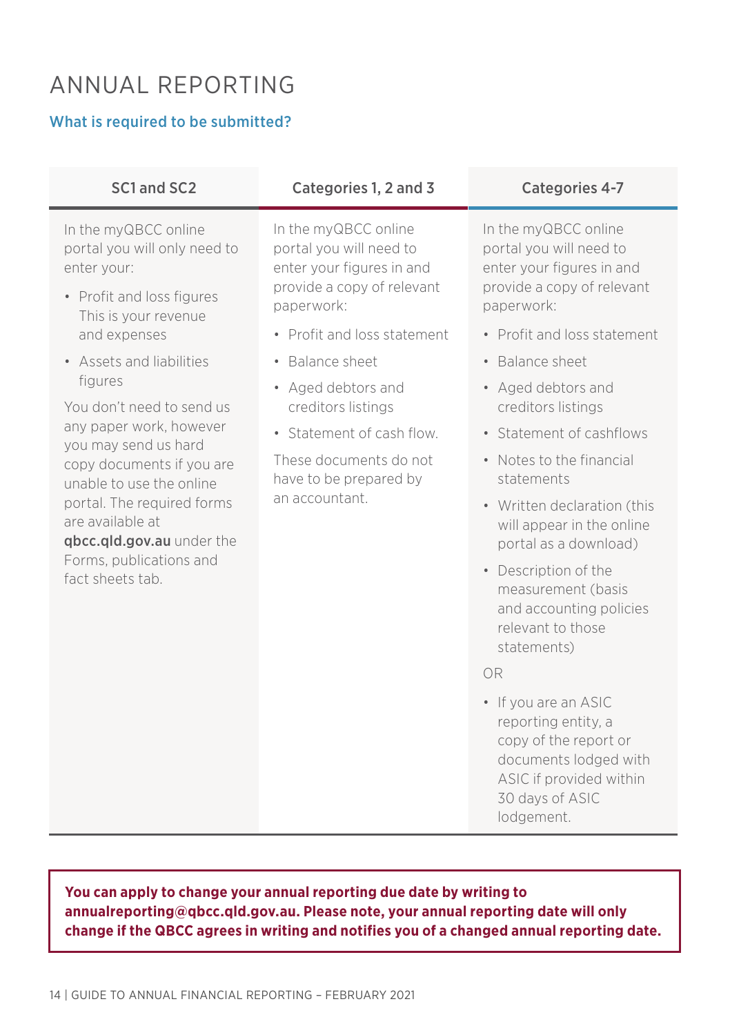# ANNUAL REPORTING

### What is required to be submitted?

| SC1 and SC2 | Categories 1, 2 and 3 | Categories 4-7 |
|---|---|---|
| In the myQBCC online portal you will only need to enter your:<br>• Profit and loss figures This is your revenue and expenses<br>• Assets and liabilities figures<br>You don't need to send us any paper work, however you may send us hard copy documents if you are unable to use the online portal. The required forms are available at **qbcc.qld.gov.au** under the Forms, publications and fact sheets tab. | In the myQBCC online portal you will need to enter your figures in and provide a copy of relevant paperwork:<br>• Profit and loss statement<br>• Balance sheet<br>• Aged debtors and creditors listings<br>• Statement of cash flow.<br>These documents do not have to be prepared by an accountant. | In the myQBCC online portal you will need to enter your figures in and provide a copy of relevant paperwork:<br>• Profit and loss statement<br>• Balance sheet<br>• Aged debtors and creditors listings<br>• Statement of cashflows<br>• Notes to the financial statements<br>• Written declaration (this will appear in the online portal as a download)<br>• Description of the measurement (basis and accounting policies relevant to those statements)<br>OR<br>• If you are an ASIC reporting entity, a copy of the report or documents lodged with ASIC if provided within 30 days of ASIC lodgement. |

**You can apply to change your annual reporting due date by writing to annualreporting@qbcc.qld.gov.au. Please note, your annual reporting date will only change if the QBCC agrees in writing and notifies you of a changed annual reporting date.**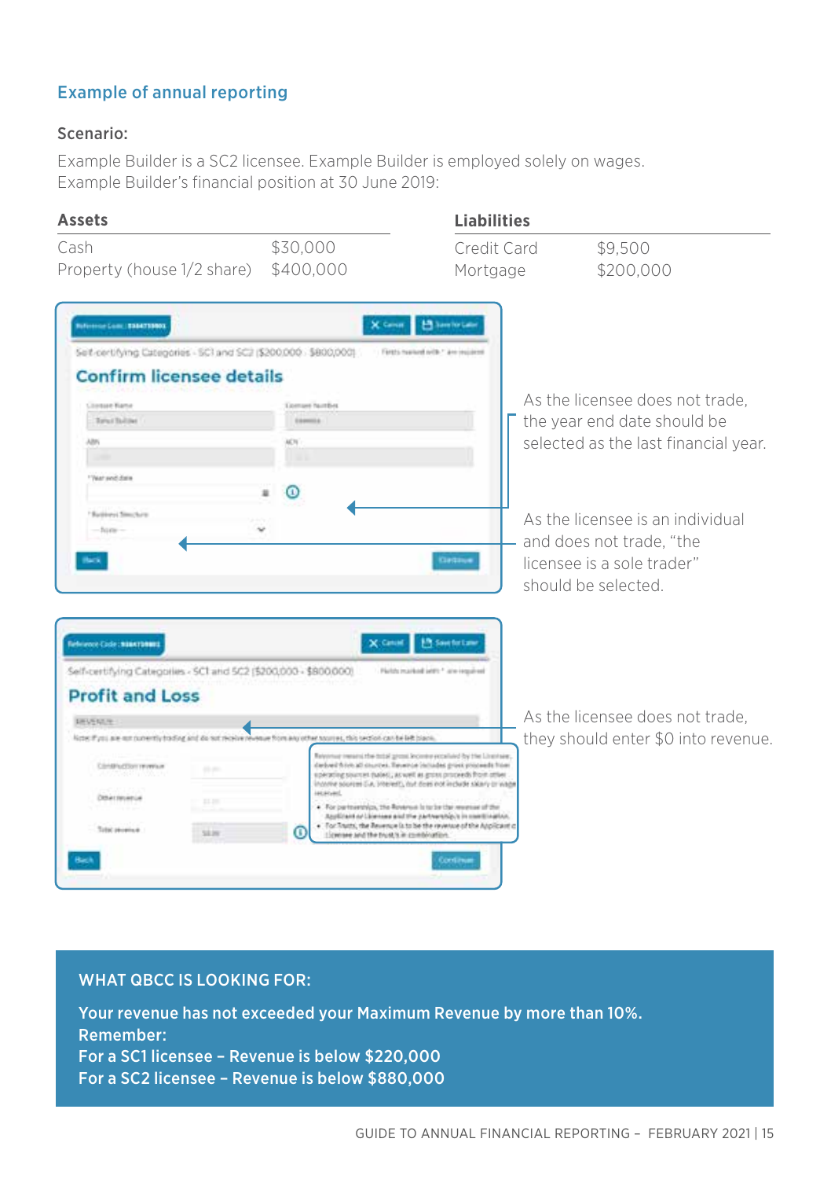## Example of annual reporting

### Scenario:

Example Builder is a SC2 licensee. Example Builder is employed solely on wages.
Example Builder's financial position at 30 June 2019:

| Assets | | Liabilities | |
|---|---|---|---|
| Cash | $30,000 | Credit Card | $9,500 |
| Property (house 1/2 share) | $400,000 | Mortgage | $200,000 |

As the licensee does not trade, the year end date should be selected as the last financial year.

As the licensee is an individual and does not trade, "the licensee is a sole trader" should be selected.

As the licensee does not trade, they should enter $0 into revenue.

**WHAT QBCC IS LOOKING FOR:**

**Your revenue has not exceeded your Maximum Revenue by more than 10%.**
**Remember:**
**For a SC1 licensee – Revenue is below $220,000**
**For a SC2 licensee – Revenue is below $880,000**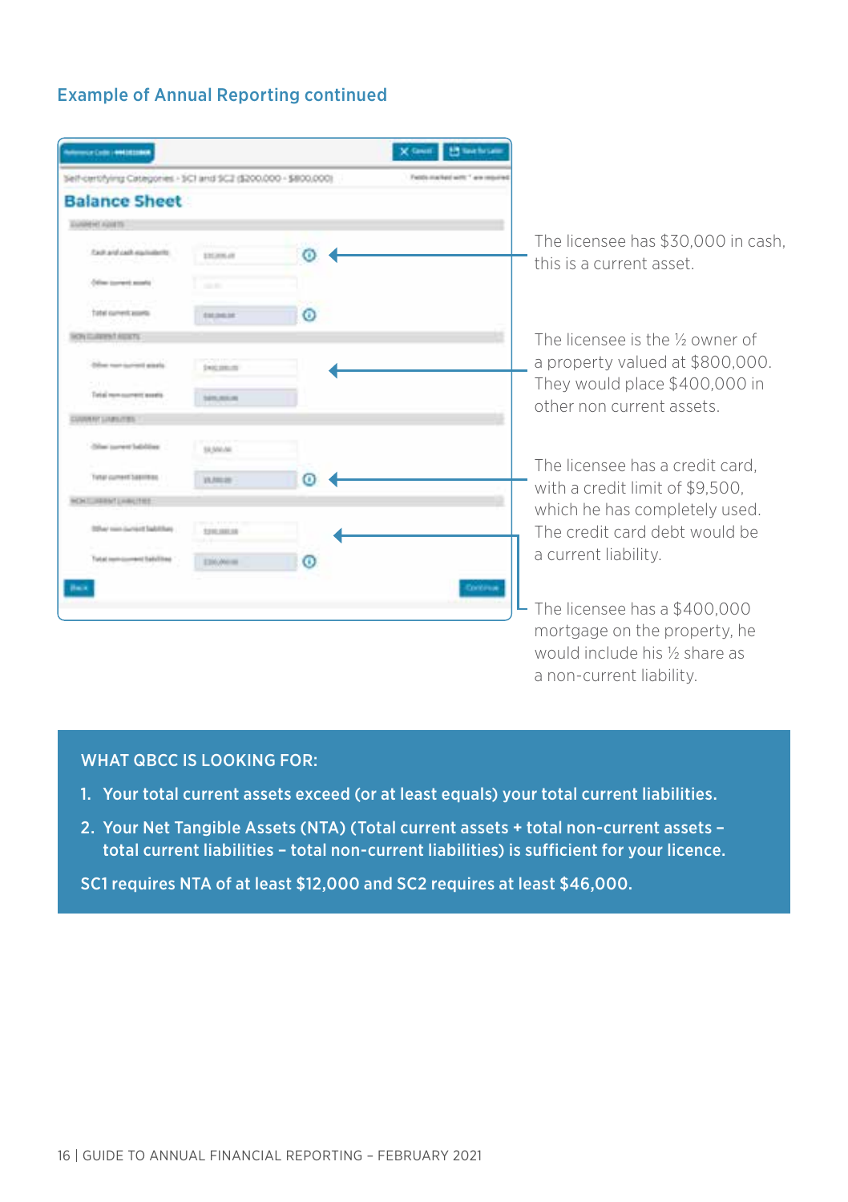## Example of Annual Reporting continued

The licensee has $30,000 in cash, this is a current asset.

The licensee is the ½ owner of a property valued at $800,000. They would place $400,000 in other non current assets.

The licensee has a credit card, with a credit limit of $9,500, which he has completely used. The credit card debt would be a current liability.

The licensee has a $400,000 mortgage on the property, he would include his ½ share as a non-current liability.

**WHAT QBCC IS LOOKING FOR:**

1. **Your total current assets exceed (or at least equals) your total current liabilities.**
2. **Your Net Tangible Assets (NTA) (Total current assets + total non-current assets – total current liabilities – total non-current liabilities) is sufficient for your licence.**

**SC1 requires NTA of at least $12,000 and SC2 requires at least $46,000.**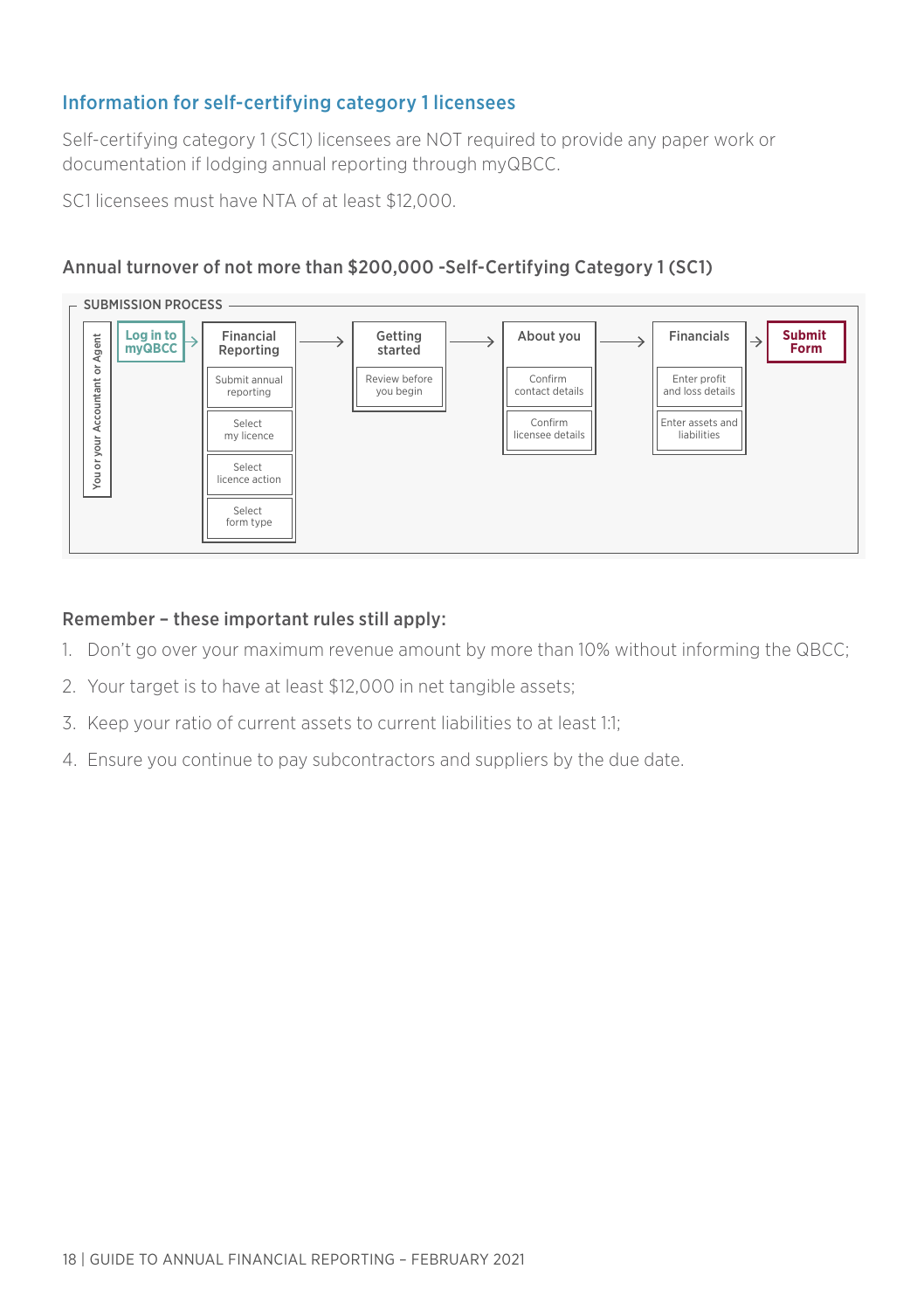## Information for self-certifying category 1 licensees

Self-certifying category 1 (SC1) licensees are NOT required to provide any paper work or documentation if lodging annual reporting through myQBCC.

SC1 licensees must have NTA of at least $12,000.

### Annual turnover of not more than $200,000 -Self-Certifying Category 1 (SC1)

SUBMISSION PROCESS

You or your Accountant or Agent

**Log in to myQBCC** → **Financial Reporting** → **Getting started** → **About you** → **Financials** → **Submit Form**

- **Financial Reporting**
  - Submit annual reporting
  - Select my licence
  - Select licence action
  - Select form type
- **Getting started**
  - Review before you begin
- **About you**
  - Confirm contact details
  - Confirm licensee details
- **Financials**
  - Enter profit and loss details
  - Enter assets and liabilities

### Remember – these important rules still apply:

1. Don't go over your maximum revenue amount by more than 10% without informing the QBCC;
2. Your target is to have at least $12,000 in net tangible assets;
3. Keep your ratio of current assets to current liabilities to at least 1:1;
4. Ensure you continue to pay subcontractors and suppliers by the due date.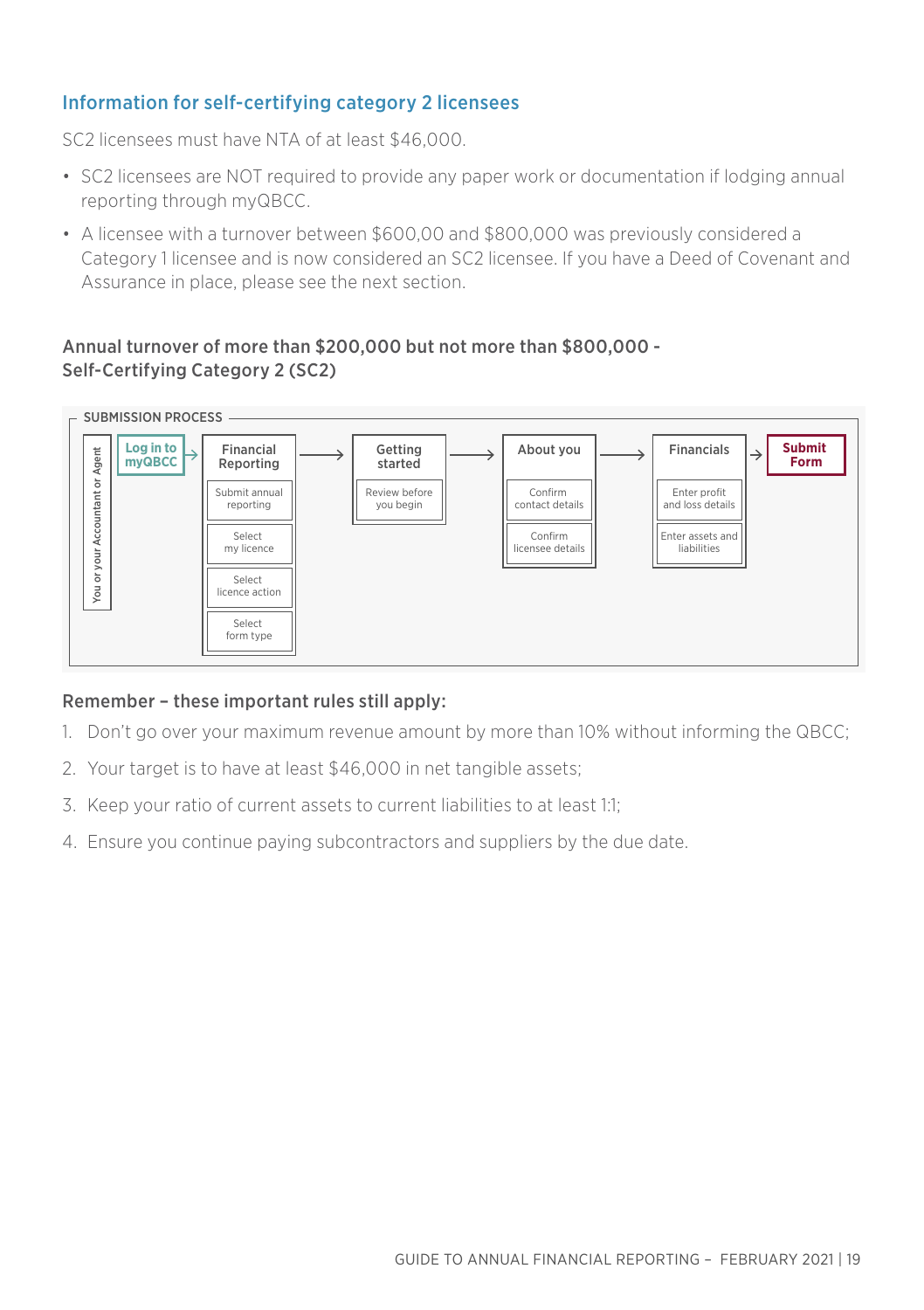## Information for self-certifying category 2 licensees

SC2 licensees must have NTA of at least $46,000.

- SC2 licensees are NOT required to provide any paper work or documentation if lodging annual reporting through myQBCC.
- A licensee with a turnover between $600,00 and $800,000 was previously considered a Category 1 licensee and is now considered an SC2 licensee. If you have a Deed of Covenant and Assurance in place, please see the next section.

### Annual turnover of more than $200,000 but not more than $800,000 - Self-Certifying Category 2 (SC2)

SUBMISSION PROCESS

You or your Accountant or Agent

**Log in to myQBCC** → **Financial Reporting** (Submit annual reporting; Select my licence; Select licence action; Select form type) → **Getting started** (Review before you begin) → **About you** (Confirm contact details; Confirm licensee details) → **Financials** (Enter profit and loss details; Enter assets and liabilities) → **Submit Form**

### Remember – these important rules still apply:

1. Don't go over your maximum revenue amount by more than 10% without informing the QBCC;
2. Your target is to have at least $46,000 in net tangible assets;
3. Keep your ratio of current assets to current liabilities to at least 1:1;
4. Ensure you continue paying subcontractors and suppliers by the due date.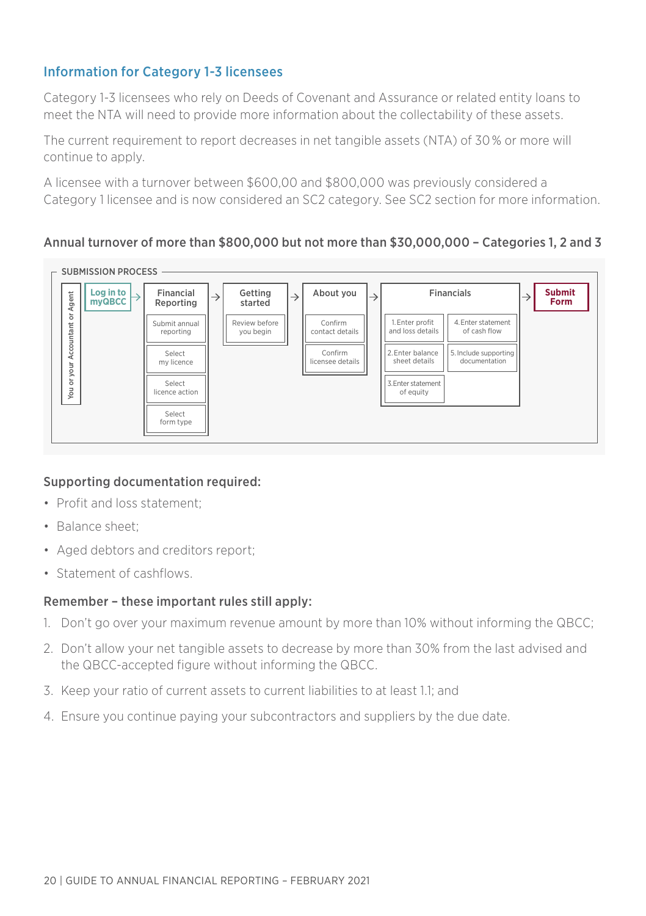## Information for Category 1-3 licensees

Category 1-3 licensees who rely on Deeds of Covenant and Assurance or related entity loans to meet the NTA will need to provide more information about the collectability of these assets.

The current requirement to report decreases in net tangible assets (NTA) of 30% or more will continue to apply.

A licensee with a turnover between $600,00 and $800,000 was previously considered a Category 1 licensee and is now considered an SC2 category. See SC2 section for more information.

### Annual turnover of more than $800,000 but not more than $30,000,000 – Categories 1, 2 and 3

SUBMISSION PROCESS

You or your Accountant or Agent

- **Log in to myQBCC** →
- **Financial Reporting**
  - Submit annual reporting
  - Select my licence
  - Select licence action
  - Select form type
- → **Getting started**
  - Review before you begin
- → **About you**
  - Confirm contact details
  - Confirm licensee details
- → **Financials**
  - 1. Enter profit and loss details
  - 2. Enter balance sheet details
  - 3. Enter statement of equity
  - 4. Enter statement of cash flow
  - 5. Include supporting documentation
- → **Submit Form**

### Supporting documentation required:

- Profit and loss statement;
- Balance sheet;
- Aged debtors and creditors report;
- Statement of cashflows.

### Remember – these important rules still apply:

1. Don't go over your maximum revenue amount by more than 10% without informing the QBCC;
2. Don't allow your net tangible assets to decrease by more than 30% from the last advised and the QBCC-accepted figure without informing the QBCC.
3. Keep your ratio of current assets to current liabilities to at least 1.1; and
4. Ensure you continue paying your subcontractors and suppliers by the due date.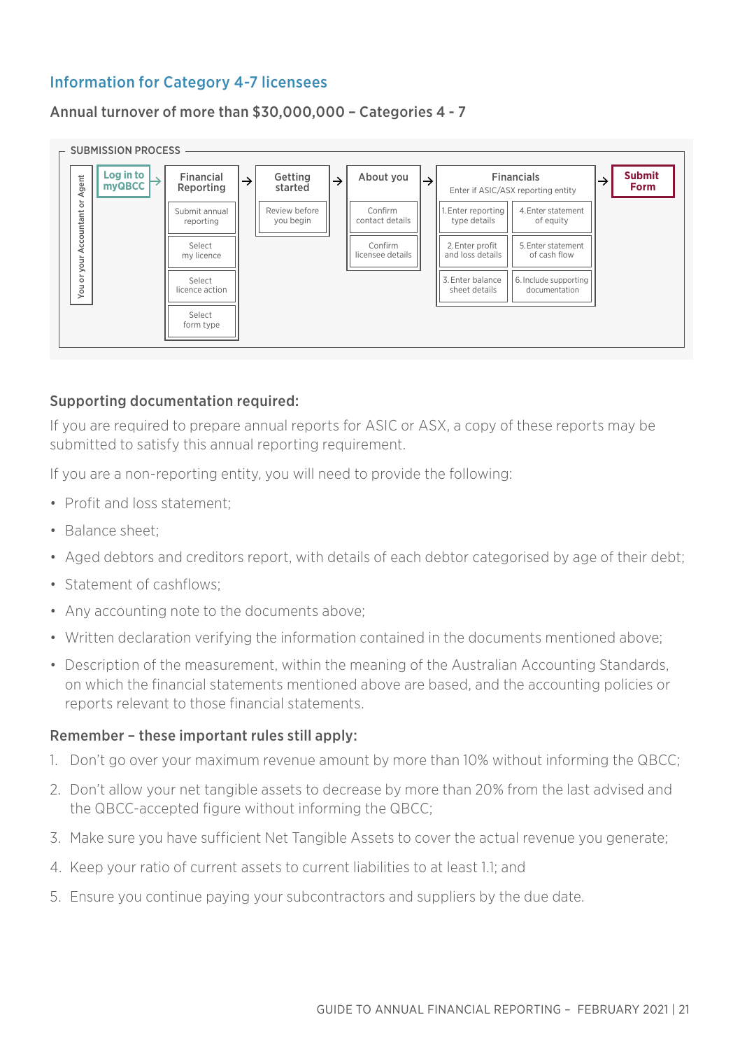## Information for Category 4-7 licensees

### Annual turnover of more than $30,000,000 – Categories 4 - 7

SUBMISSION PROCESS

You or your Accountant or Agent

**Log in to myQBCC** → **Financial Reporting** → **Getting started** → **About you** → **Financials** → **Submit Form**

- **Financial Reporting**
  - Submit annual reporting
  - Select my licence
  - Select licence action
  - Select form type
- **Getting started**
  - Review before you begin
- **About you**
  - Confirm contact details
  - Confirm licensee details
- **Financials** (Enter if ASIC/ASX reporting entity)
  1. Enter reporting type details
  2. Enter profit and loss details
  3. Enter balance sheet details
  4. Enter statement of equity
  5. Enter statement of cash flow
  6. Include supporting documentation

### Supporting documentation required:

If you are required to prepare annual reports for ASIC or ASX, a copy of these reports may be submitted to satisfy this annual reporting requirement.

If you are a non-reporting entity, you will need to provide the following:

- Profit and loss statement;
- Balance sheet;
- Aged debtors and creditors report, with details of each debtor categorised by age of their debt;
- Statement of cashflows;
- Any accounting note to the documents above;
- Written declaration verifying the information contained in the documents mentioned above;
- Description of the measurement, within the meaning of the Australian Accounting Standards, on which the financial statements mentioned above are based, and the accounting policies or reports relevant to those financial statements.

### Remember – these important rules still apply:

1. Don't go over your maximum revenue amount by more than 10% without informing the QBCC;
2. Don't allow your net tangible assets to decrease by more than 20% from the last advised and the QBCC-accepted figure without informing the QBCC;
3. Make sure you have sufficient Net Tangible Assets to cover the actual revenue you generate;
4. Keep your ratio of current assets to current liabilities to at least 1:1; and
5. Ensure you continue paying your subcontractors and suppliers by the due date.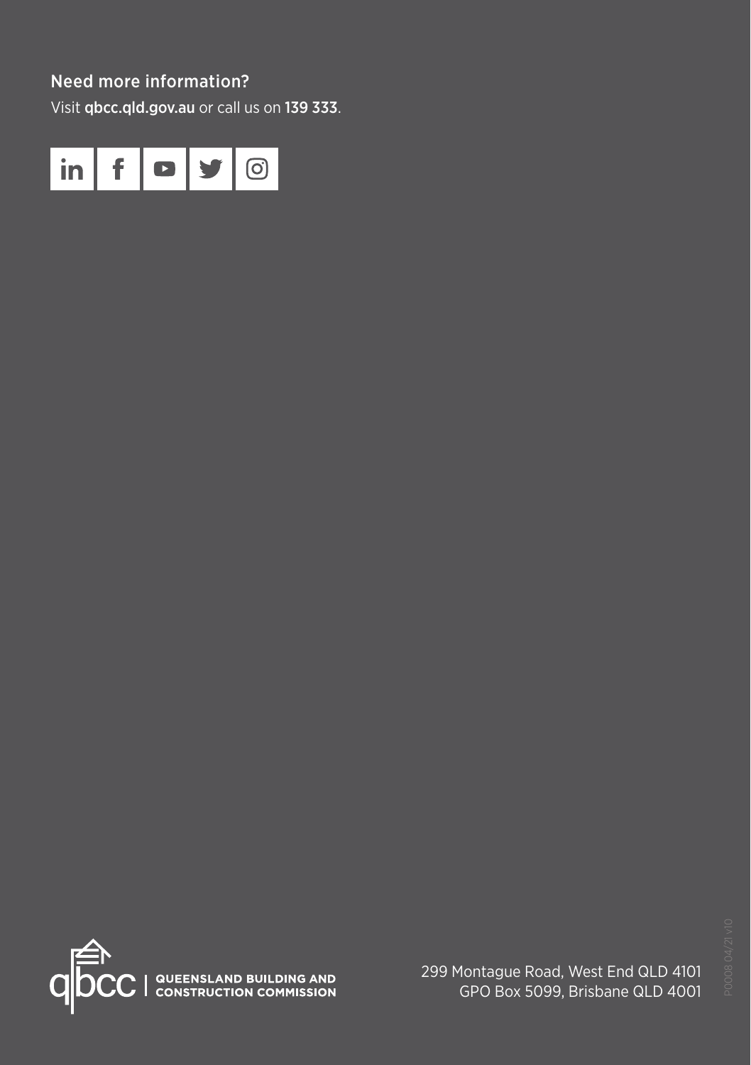## Need more information?

Visit **qbcc.qld.gov.au** or call us on **139 333**.

QUEENSLAND BUILDING AND CONSTRUCTION COMMISSION

299 Montague Road, West End QLD 4101
GPO Box 5099, Brisbane QLD 4001

P0008 04/21 v10